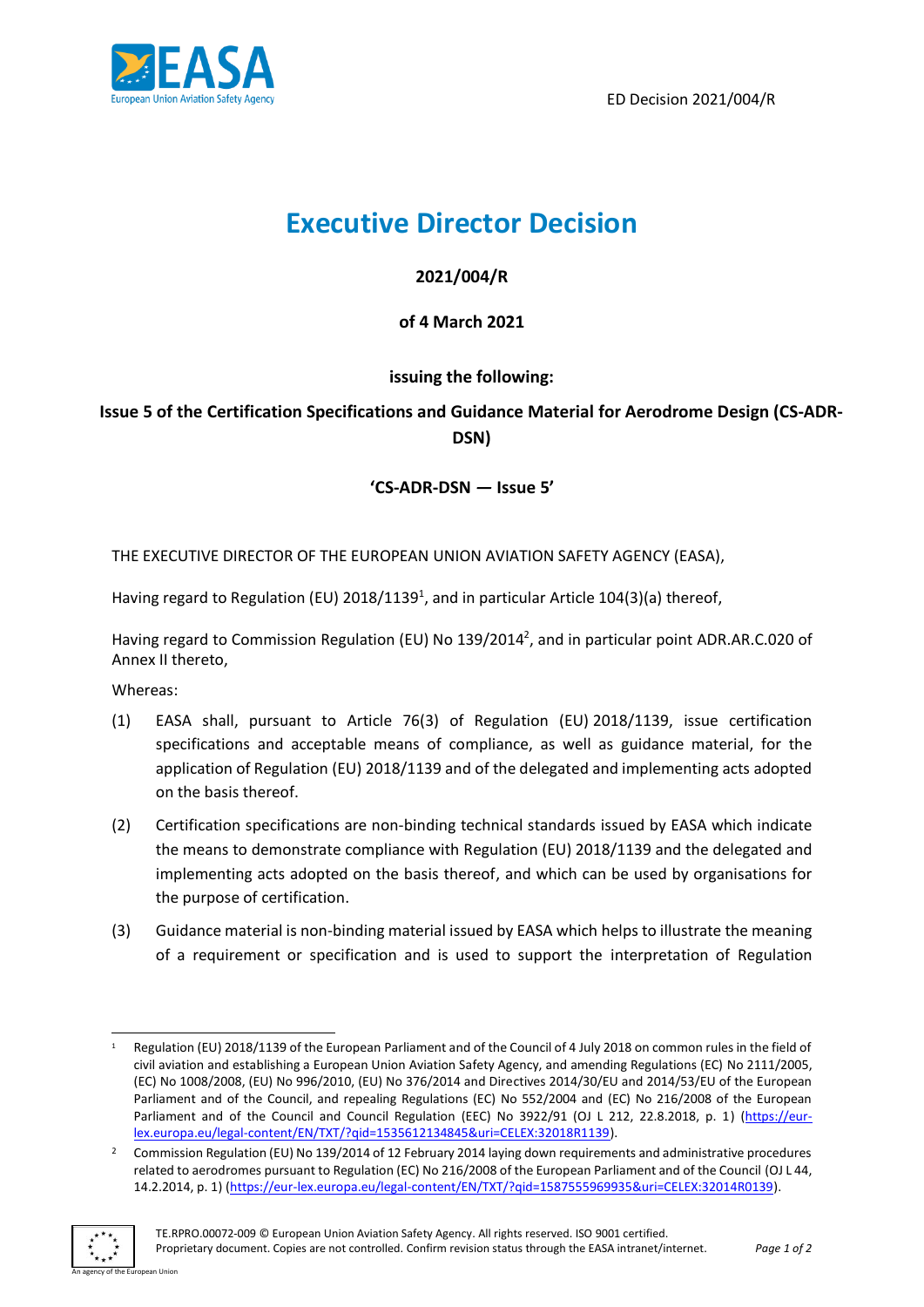ED Decision 2021/004/R

# Executive Director Decision

**2021/004/R**

**of 4 March 2021**

**issuing the following:**

**Issue 5 of the Certification Specifications and Guidance Material for Aerodrome Design (CS-ADR-DSN)**

**'CS-ADR-DSN — Issue 5'**

THE EXECUTIVE DIRECTOR OF THE EUROPEAN UNION AVIATION SAFETY AGENCY (EASA),

Having regard to Regulation (EU) 2018/1139[1], and in particular Article 104(3)(a) thereof,

Having regard to Commission Regulation (EU) No 139/2014[2], and in particular point ADR.AR.C.020 of Annex II thereto,

Whereas:

(1) EASA shall, pursuant to Article 76(3) of Regulation (EU) 2018/1139, issue certification specifications and acceptable means of compliance, as well as guidance material, for the application of Regulation (EU) 2018/1139 and of the delegated and implementing acts adopted on the basis thereof.

(2) Certification specifications are non-binding technical standards issued by EASA which indicate the means to demonstrate compliance with Regulation (EU) 2018/1139 and the delegated and implementing acts adopted on the basis thereof, and which can be used by organisations for the purpose of certification.

(3) Guidance material is non-binding material issued by EASA which helps to illustrate the meaning of a requirement or specification and is used to support the interpretation of Regulation

---

[1] Regulation (EU) 2018/1139 of the European Parliament and of the Council of 4 July 2018 on common rules in the field of civil aviation and establishing a European Union Aviation Safety Agency, and amending Regulations (EC) No 2111/2005, (EC) No 1008/2008, (EU) No 996/2010, (EU) No 376/2014 and Directives 2014/30/EU and 2014/53/EU of the European Parliament and of the Council, and repealing Regulations (EC) No 552/2004 and (EC) No 216/2008 of the European Parliament and of the Council and Council Regulation (EEC) No 3922/91 (OJ L 212, 22.8.2018, p. 1) (https://eur-lex.europa.eu/legal-content/EN/TXT/?qid=1535612134845&uri=CELEX:32018R1139).

[2] Commission Regulation (EU) No 139/2014 of 12 February 2014 laying down requirements and administrative procedures related to aerodromes pursuant to Regulation (EC) No 216/2008 of the European Parliament and of the Council (OJ L 44, 14.2.2014, p. 1) (https://eur-lex.europa.eu/legal-content/EN/TXT/?qid=1587555969935&uri=CELEX:32014R0139).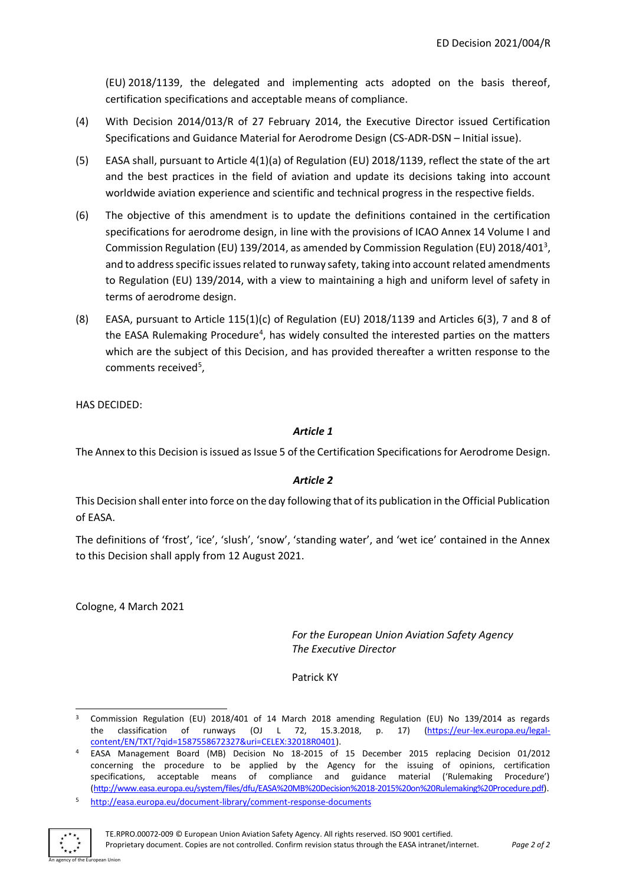(EU) 2018/1139, the delegated and implementing acts adopted on the basis thereof, certification specifications and acceptable means of compliance.

(4) With Decision 2014/013/R of 27 February 2014, the Executive Director issued Certification Specifications and Guidance Material for Aerodrome Design (CS-ADR-DSN – Initial issue).

(5) EASA shall, pursuant to Article 4(1)(a) of Regulation (EU) 2018/1139, reflect the state of the art and the best practices in the field of aviation and update its decisions taking into account worldwide aviation experience and scientific and technical progress in the respective fields.

(6) The objective of this amendment is to update the definitions contained in the certification specifications for aerodrome design, in line with the provisions of ICAO Annex 14 Volume I and Commission Regulation (EU) 139/2014, as amended by Commission Regulation (EU) 2018/401[3], and to address specific issues related to runway safety, taking into account related amendments to Regulation (EU) 139/2014, with a view to maintaining a high and uniform level of safety in terms of aerodrome design.

(8) EASA, pursuant to Article 115(1)(c) of Regulation (EU) 2018/1139 and Articles 6(3), 7 and 8 of the EASA Rulemaking Procedure[4], has widely consulted the interested parties on the matters which are the subject of this Decision, and has provided thereafter a written response to the comments received[5],

HAS DECIDED:

### *Article 1*

The Annex to this Decision is issued as Issue 5 of the Certification Specifications for Aerodrome Design.

### *Article 2*

This Decision shall enter into force on the day following that of its publication in the Official Publication of EASA.

The definitions of 'frost', 'ice', 'slush', 'snow', 'standing water', and 'wet ice' contained in the Annex to this Decision shall apply from 12 August 2021.

Cologne, 4 March 2021

*For the European Union Aviation Safety Agency*
*The Executive Director*

Patrick KY

---

[3] Commission Regulation (EU) 2018/401 of 14 March 2018 amending Regulation (EU) No 139/2014 as regards the classification of runways (OJ L 72, 15.3.2018, p. 17) (https://eur-lex.europa.eu/legal-content/EN/TXT/?qid=1587558672327&uri=CELEX:32018R0401).

[4] EASA Management Board (MB) Decision No 18-2015 of 15 December 2015 replacing Decision 01/2012 concerning the procedure to be applied by the Agency for the issuing of opinions, certification specifications, acceptable means of compliance and guidance material ('Rulemaking Procedure') (http://www.easa.europa.eu/system/files/dfu/EASA%20MB%20Decision%2018-2015%20on%20Rulemaking%20Procedure.pdf).

[5] http://easa.europa.eu/document-library/comment-response-documents